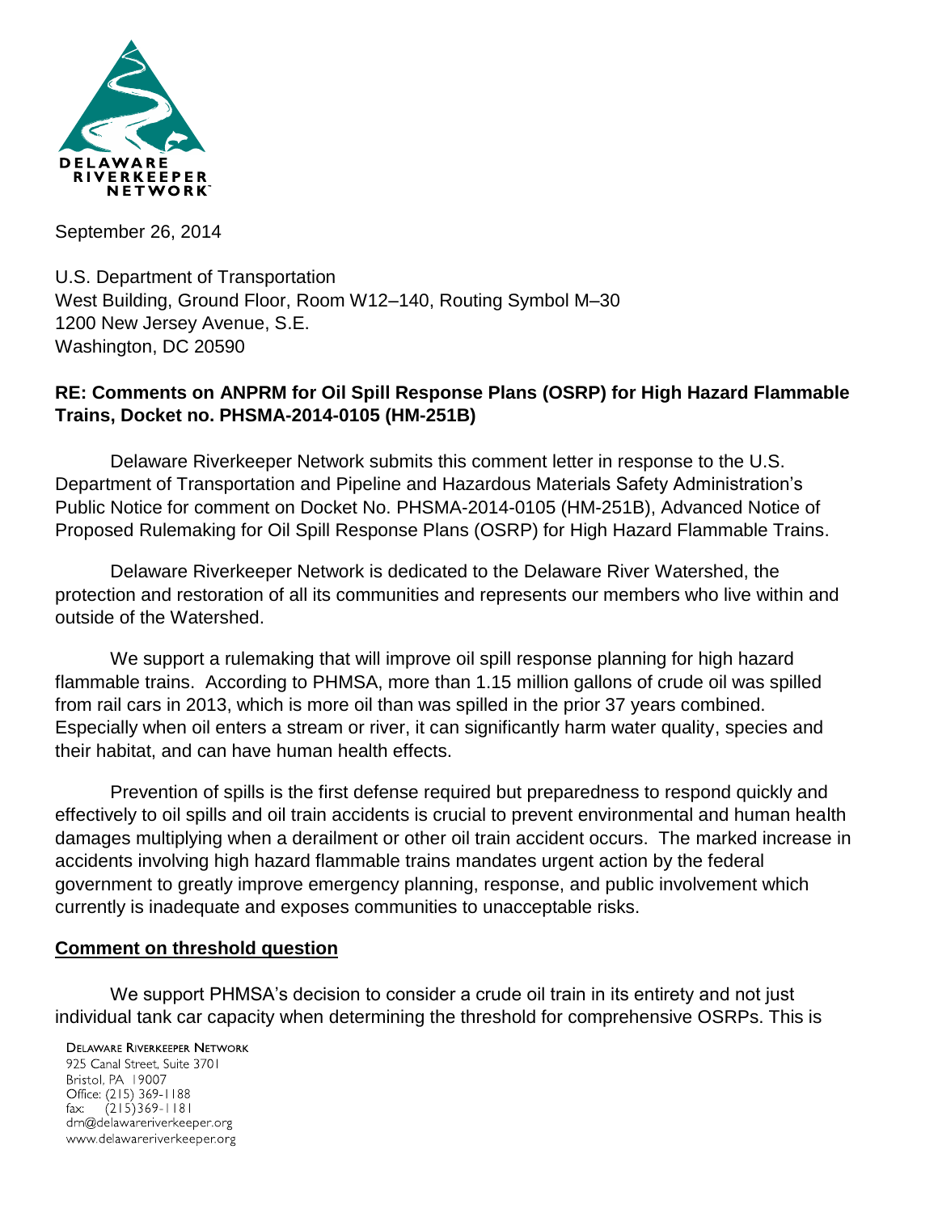DELAWARE RIVERKEEPER NETWORK

September 26, 2014

U.S. Department of Transportation
West Building, Ground Floor, Room W12–140, Routing Symbol M–30
1200 New Jersey Avenue, S.E.
Washington, DC 20590

**RE: Comments on ANPRM for Oil Spill Response Plans (OSRP) for High Hazard Flammable Trains, Docket no. PHSMA-2014-0105 (HM-251B)**

Delaware Riverkeeper Network submits this comment letter in response to the U.S. Department of Transportation and Pipeline and Hazardous Materials Safety Administration's Public Notice for comment on Docket No. PHSMA-2014-0105 (HM-251B), Advanced Notice of Proposed Rulemaking for Oil Spill Response Plans (OSRP) for High Hazard Flammable Trains.

Delaware Riverkeeper Network is dedicated to the Delaware River Watershed, the protection and restoration of all its communities and represents our members who live within and outside of the Watershed.

We support a rulemaking that will improve oil spill response planning for high hazard flammable trains. According to PHMSA, more than 1.15 million gallons of crude oil was spilled from rail cars in 2013, which is more oil than was spilled in the prior 37 years combined. Especially when oil enters a stream or river, it can significantly harm water quality, species and their habitat, and can have human health effects.

Prevention of spills is the first defense required but preparedness to respond quickly and effectively to oil spills and oil train accidents is crucial to prevent environmental and human health damages multiplying when a derailment or other oil train accident occurs. The marked increase in accidents involving high hazard flammable trains mandates urgent action by the federal government to greatly improve emergency planning, response, and public involvement which currently is inadequate and exposes communities to unacceptable risks.

**Comment on threshold question**

We support PHMSA's decision to consider a crude oil train in its entirety and not just individual tank car capacity when determining the threshold for comprehensive OSRPs. This is

DELAWARE RIVERKEEPER NETWORK
925 Canal Street, Suite 3701
Bristol, PA 19007
Office: (215) 369-1188
fax: (215)369-1181
drn@delawareriverkeeper.org
www.delawareriverkeeper.org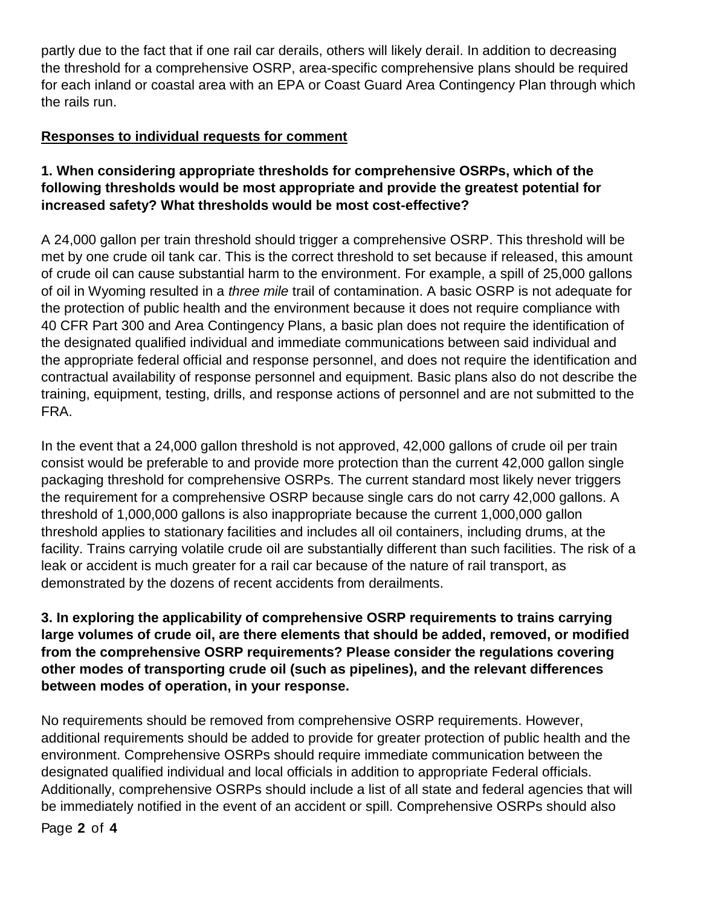partly due to the fact that if one rail car derails, others will likely derail. In addition to decreasing the threshold for a comprehensive OSRP, area-specific comprehensive plans should be required for each inland or coastal area with an EPA or Coast Guard Area Contingency Plan through which the rails run.

**Responses to individual requests for comment**

**1. When considering appropriate thresholds for comprehensive OSRPs, which of the following thresholds would be most appropriate and provide the greatest potential for increased safety? What thresholds would be most cost-effective?**

A 24,000 gallon per train threshold should trigger a comprehensive OSRP. This threshold will be met by one crude oil tank car. This is the correct threshold to set because if released, this amount of crude oil can cause substantial harm to the environment. For example, a spill of 25,000 gallons of oil in Wyoming resulted in a *three mile* trail of contamination. A basic OSRP is not adequate for the protection of public health and the environment because it does not require compliance with 40 CFR Part 300 and Area Contingency Plans, a basic plan does not require the identification of the designated qualified individual and immediate communications between said individual and the appropriate federal official and response personnel, and does not require the identification and contractual availability of response personnel and equipment. Basic plans also do not describe the training, equipment, testing, drills, and response actions of personnel and are not submitted to the FRA.

In the event that a 24,000 gallon threshold is not approved, 42,000 gallons of crude oil per train consist would be preferable to and provide more protection than the current 42,000 gallon single packaging threshold for comprehensive OSRPs. The current standard most likely never triggers the requirement for a comprehensive OSRP because single cars do not carry 42,000 gallons. A threshold of 1,000,000 gallons is also inappropriate because the current 1,000,000 gallon threshold applies to stationary facilities and includes all oil containers, including drums, at the facility. Trains carrying volatile crude oil are substantially different than such facilities. The risk of a leak or accident is much greater for a rail car because of the nature of rail transport, as demonstrated by the dozens of recent accidents from derailments.

**3. In exploring the applicability of comprehensive OSRP requirements to trains carrying large volumes of crude oil, are there elements that should be added, removed, or modified from the comprehensive OSRP requirements? Please consider the regulations covering other modes of transporting crude oil (such as pipelines), and the relevant differences between modes of operation, in your response.**

No requirements should be removed from comprehensive OSRP requirements. However, additional requirements should be added to provide for greater protection of public health and the environment. Comprehensive OSRPs should require immediate communication between the designated qualified individual and local officials in addition to appropriate Federal officials. Additionally, comprehensive OSRPs should include a list of all state and federal agencies that will be immediately notified in the event of an accident or spill. Comprehensive OSRPs should also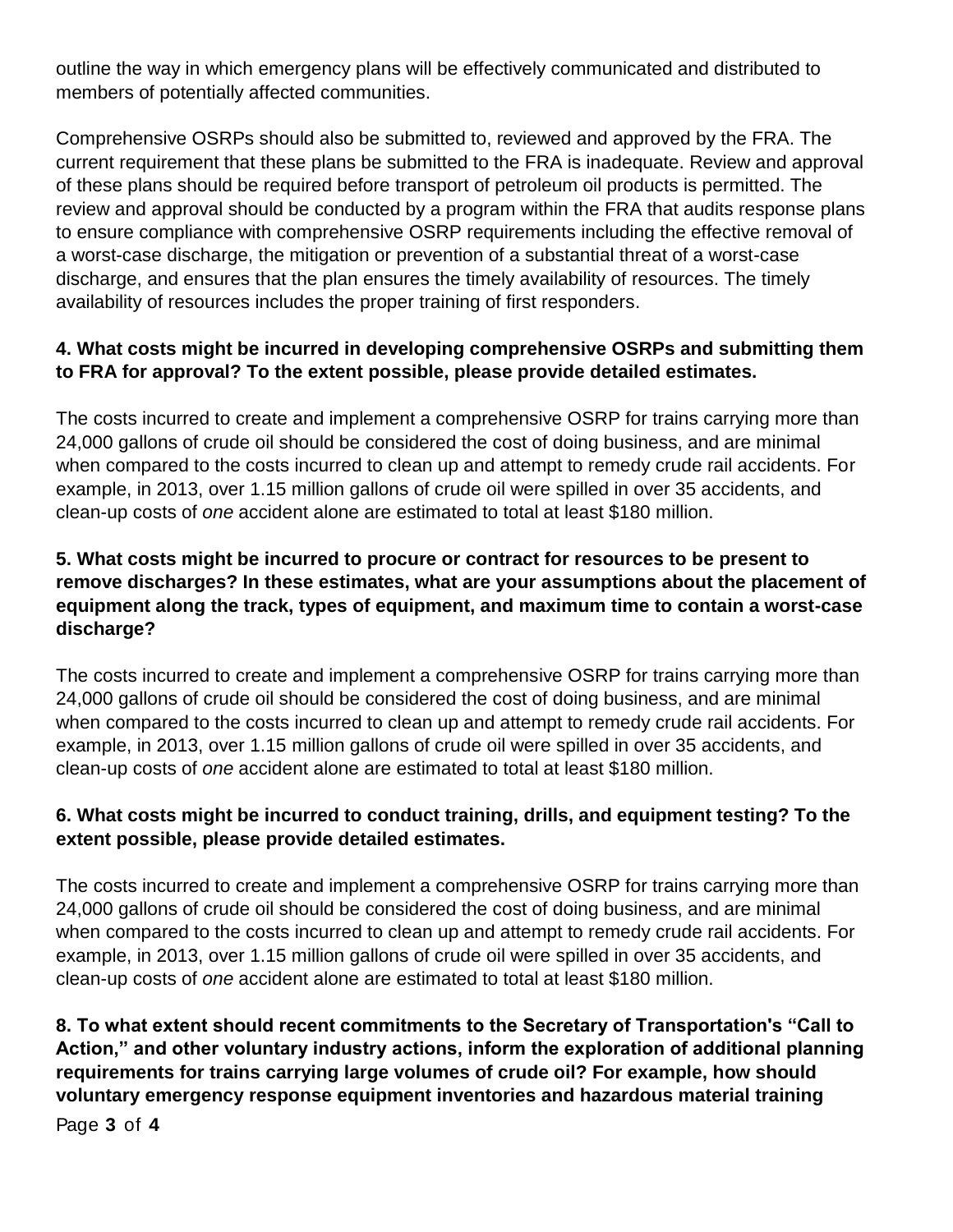outline the way in which emergency plans will be effectively communicated and distributed to members of potentially affected communities.

Comprehensive OSRPs should also be submitted to, reviewed and approved by the FRA. The current requirement that these plans be submitted to the FRA is inadequate. Review and approval of these plans should be required before transport of petroleum oil products is permitted. The review and approval should be conducted by a program within the FRA that audits response plans to ensure compliance with comprehensive OSRP requirements including the effective removal of a worst-case discharge, the mitigation or prevention of a substantial threat of a worst-case discharge, and ensures that the plan ensures the timely availability of resources. The timely availability of resources includes the proper training of first responders.

**4. What costs might be incurred in developing comprehensive OSRPs and submitting them to FRA for approval? To the extent possible, please provide detailed estimates.**

The costs incurred to create and implement a comprehensive OSRP for trains carrying more than 24,000 gallons of crude oil should be considered the cost of doing business, and are minimal when compared to the costs incurred to clean up and attempt to remedy crude rail accidents. For example, in 2013, over 1.15 million gallons of crude oil were spilled in over 35 accidents, and clean-up costs of *one* accident alone are estimated to total at least $180 million.

**5. What costs might be incurred to procure or contract for resources to be present to remove discharges? In these estimates, what are your assumptions about the placement of equipment along the track, types of equipment, and maximum time to contain a worst-case discharge?**

The costs incurred to create and implement a comprehensive OSRP for trains carrying more than 24,000 gallons of crude oil should be considered the cost of doing business, and are minimal when compared to the costs incurred to clean up and attempt to remedy crude rail accidents. For example, in 2013, over 1.15 million gallons of crude oil were spilled in over 35 accidents, and clean-up costs of *one* accident alone are estimated to total at least $180 million.

**6. What costs might be incurred to conduct training, drills, and equipment testing? To the extent possible, please provide detailed estimates.**

The costs incurred to create and implement a comprehensive OSRP for trains carrying more than 24,000 gallons of crude oil should be considered the cost of doing business, and are minimal when compared to the costs incurred to clean up and attempt to remedy crude rail accidents. For example, in 2013, over 1.15 million gallons of crude oil were spilled in over 35 accidents, and clean-up costs of *one* accident alone are estimated to total at least $180 million.

**8. To what extent should recent commitments to the Secretary of Transportation's "Call to Action," and other voluntary industry actions, inform the exploration of additional planning requirements for trains carrying large volumes of crude oil? For example, how should voluntary emergency response equipment inventories and hazardous material training**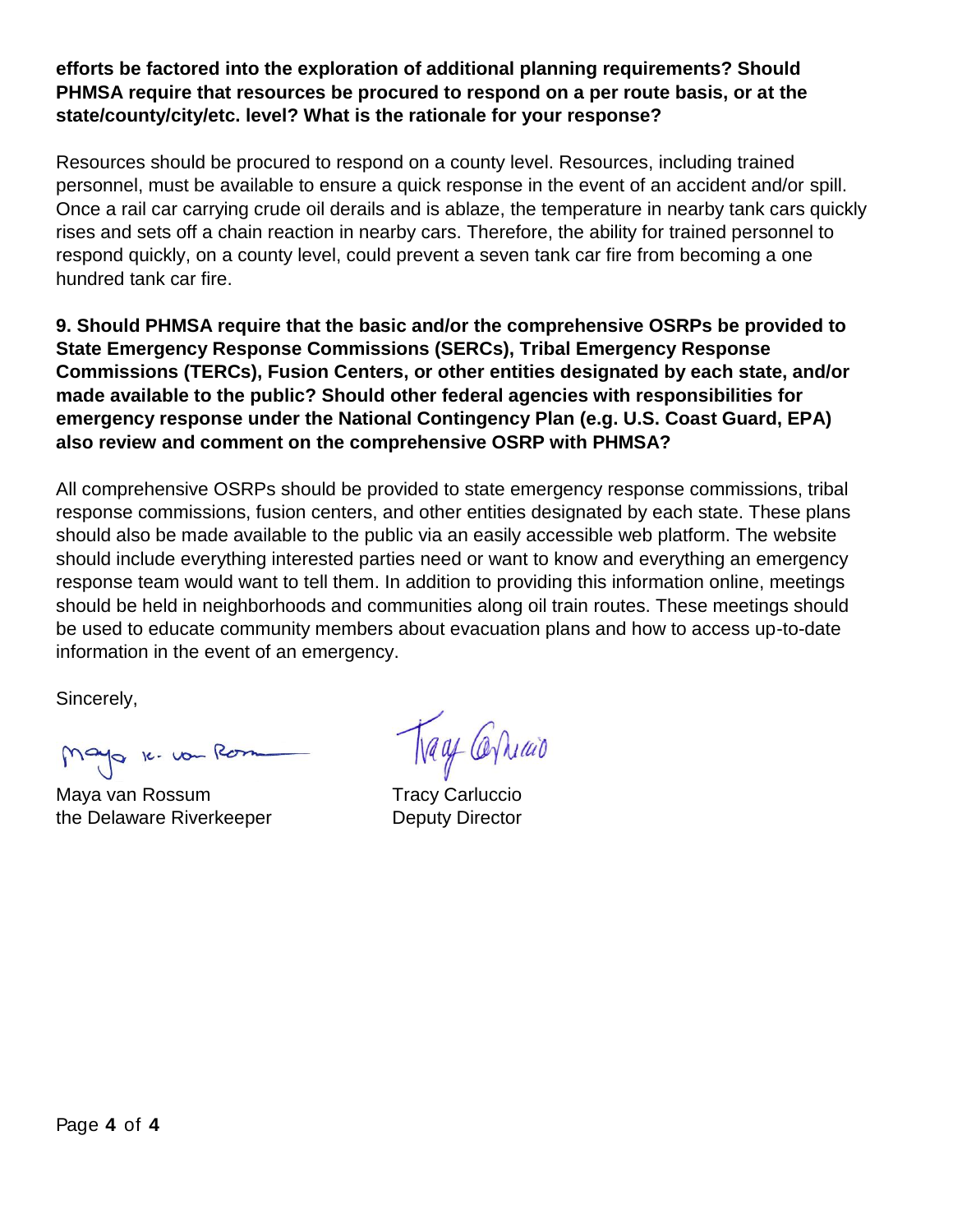**efforts be factored into the exploration of additional planning requirements? Should PHMSA require that resources be procured to respond on a per route basis, or at the state/county/city/etc. level? What is the rationale for your response?**

Resources should be procured to respond on a county level. Resources, including trained personnel, must be available to ensure a quick response in the event of an accident and/or spill. Once a rail car carrying crude oil derails and is ablaze, the temperature in nearby tank cars quickly rises and sets off a chain reaction in nearby cars. Therefore, the ability for trained personnel to respond quickly, on a county level, could prevent a seven tank car fire from becoming a one hundred tank car fire.

**9. Should PHMSA require that the basic and/or the comprehensive OSRPs be provided to State Emergency Response Commissions (SERCs), Tribal Emergency Response Commissions (TERCs), Fusion Centers, or other entities designated by each state, and/or made available to the public? Should other federal agencies with responsibilities for emergency response under the National Contingency Plan (e.g. U.S. Coast Guard, EPA) also review and comment on the comprehensive OSRP with PHMSA?**

All comprehensive OSRPs should be provided to state emergency response commissions, tribal response commissions, fusion centers, and other entities designated by each state. These plans should also be made available to the public via an easily accessible web platform. The website should include everything interested parties need or want to know and everything an emergency response team would want to tell them. In addition to providing this information online, meetings should be held in neighborhoods and communities along oil train routes. These meetings should be used to educate community members about evacuation plans and how to access up-to-date information in the event of an emergency.

Sincerely,

Maya van Rossum
the Delaware Riverkeeper

Tracy Carluccio
Deputy Director